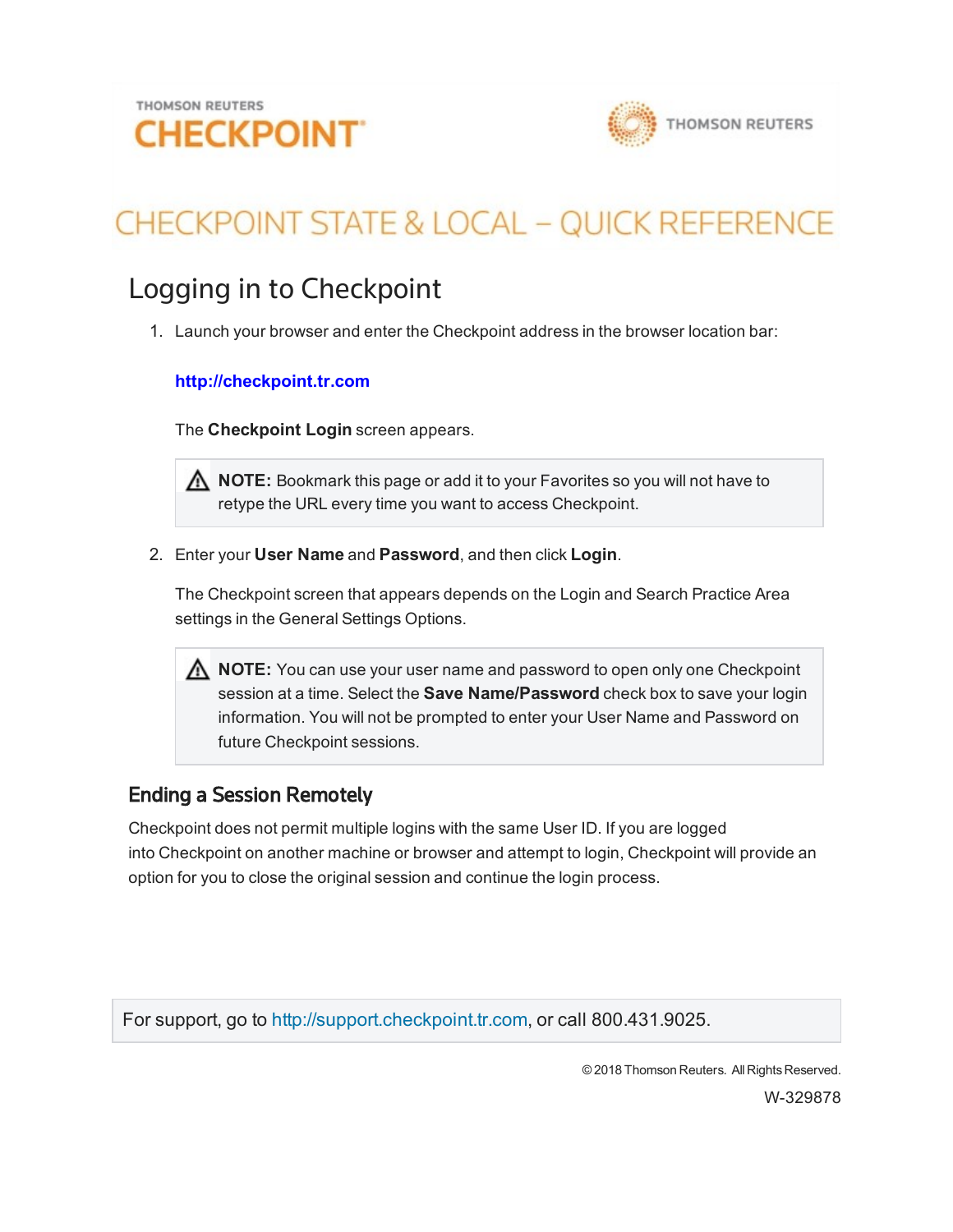THOMSON REUTERS
**CHECKPOINT**

THOMSON REUTERS

# CHECKPOINT STATE & LOCAL – QUICK REFERENCE

## Logging in to Checkpoint

1. Launch your browser and enter the Checkpoint address in the browser location bar:

   **http://checkpoint.tr.com**

   The **Checkpoint Login** screen appears.

   > **NOTE:** Bookmark this page or add it to your Favorites so you will not have to retype the URL every time you want to access Checkpoint.

2. Enter your **User Name** and **Password**, and then click **Login**.

   The Checkpoint screen that appears depends on the Login and Search Practice Area settings in the General Settings Options.

   > **NOTE:** You can use your user name and password to open only one Checkpoint session at a time. Select the **Save Name/Password** check box to save your login information. You will not be prompted to enter your User Name and Password on future Checkpoint sessions.

### Ending a Session Remotely

Checkpoint does not permit multiple logins with the same User ID. If you are logged into Checkpoint on another machine or browser and attempt to login, Checkpoint will provide an option for you to close the original session and continue the login process.

For support, go to http://support.checkpoint.tr.com, or call 800.431.9025.

© 2018 Thomson Reuters. All Rights Reserved.

W-329878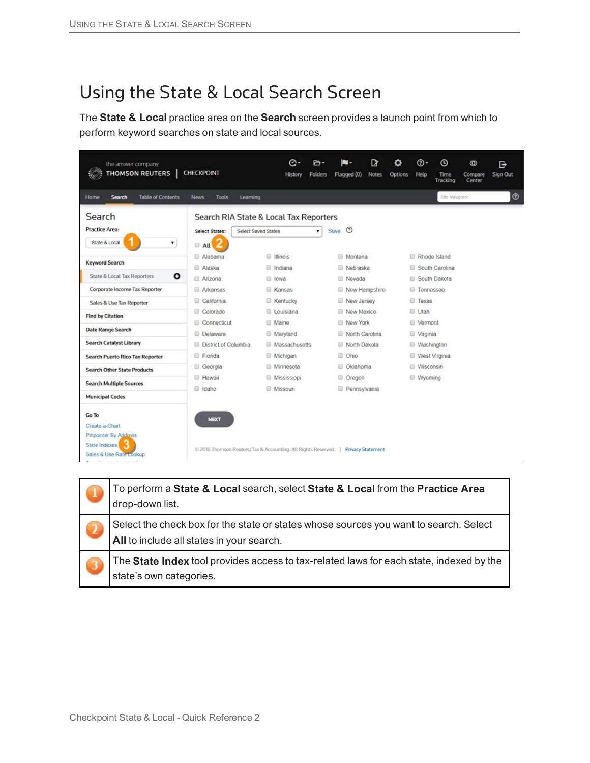# Using the State & Local Search Screen

The **State & Local** practice area on the **Search** screen provides a launch point from which to perform keyword searches on state and local sources.

| | |
|---|---|
| 1 | To perform a **State & Local** search, select **State & Local** from the **Practice Area** drop-down list. |
| 2 | Select the check box for the state or states whose sources you want to search. Select **All** to include all states in your search. |
| 3 | The **State Index** tool provides access to tax-related laws for each state, indexed by the state's own categories. |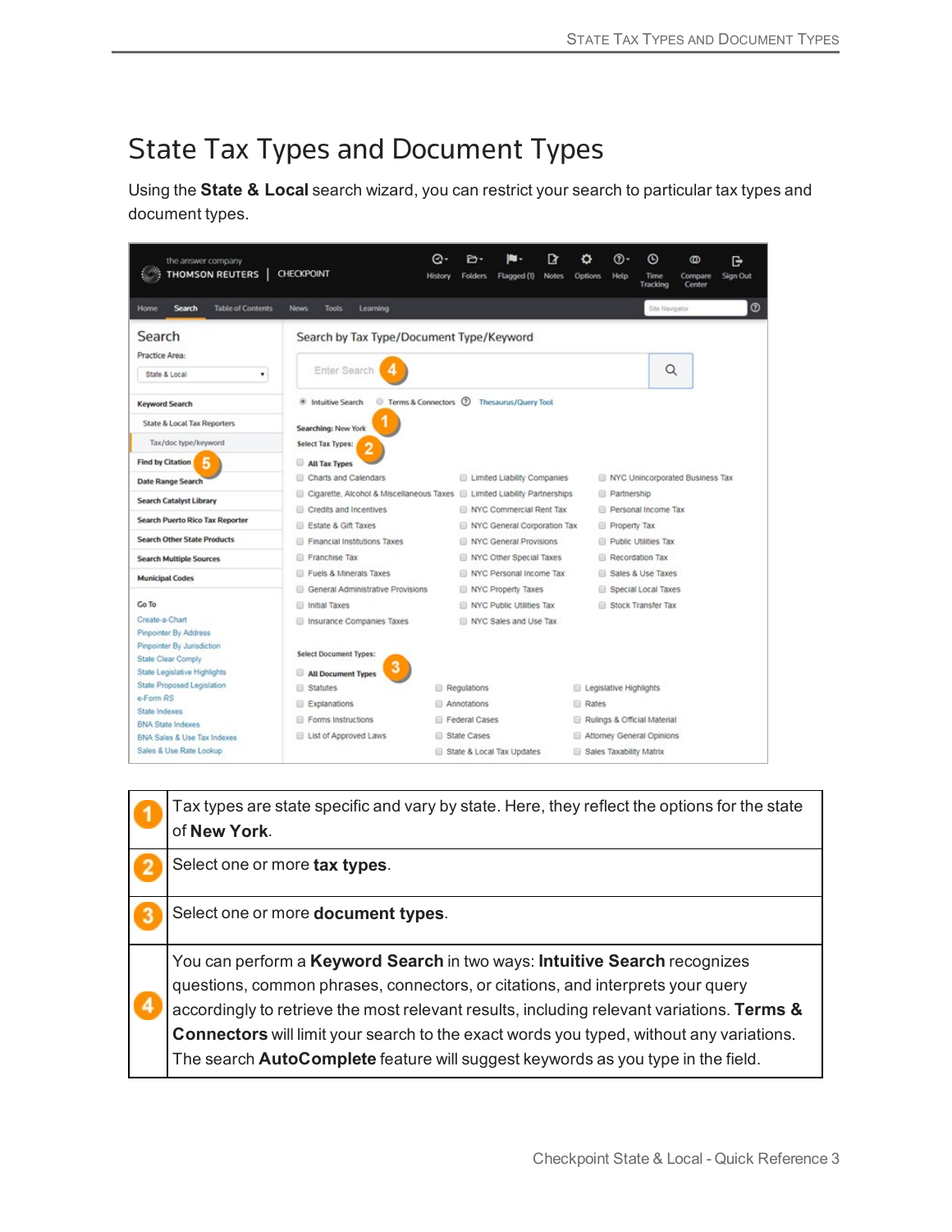# State Tax Types and Document Types

Using the **State & Local** search wizard, you can restrict your search to particular tax types and document types.

| | |
|---|---|
| 1 | Tax types are state specific and vary by state. Here, they reflect the options for the state of **New York**. |
| 2 | Select one or more **tax types**. |
| 3 | Select one or more **document types**. |
| 4 | You can perform a **Keyword Search** in two ways: **Intuitive Search** recognizes questions, common phrases, connectors, or citations, and interprets your query accordingly to retrieve the most relevant results, including relevant variations. **Terms & Connectors** will limit your search to the exact words you typed, without any variations. The search **AutoComplete** feature will suggest keywords as you type in the field. |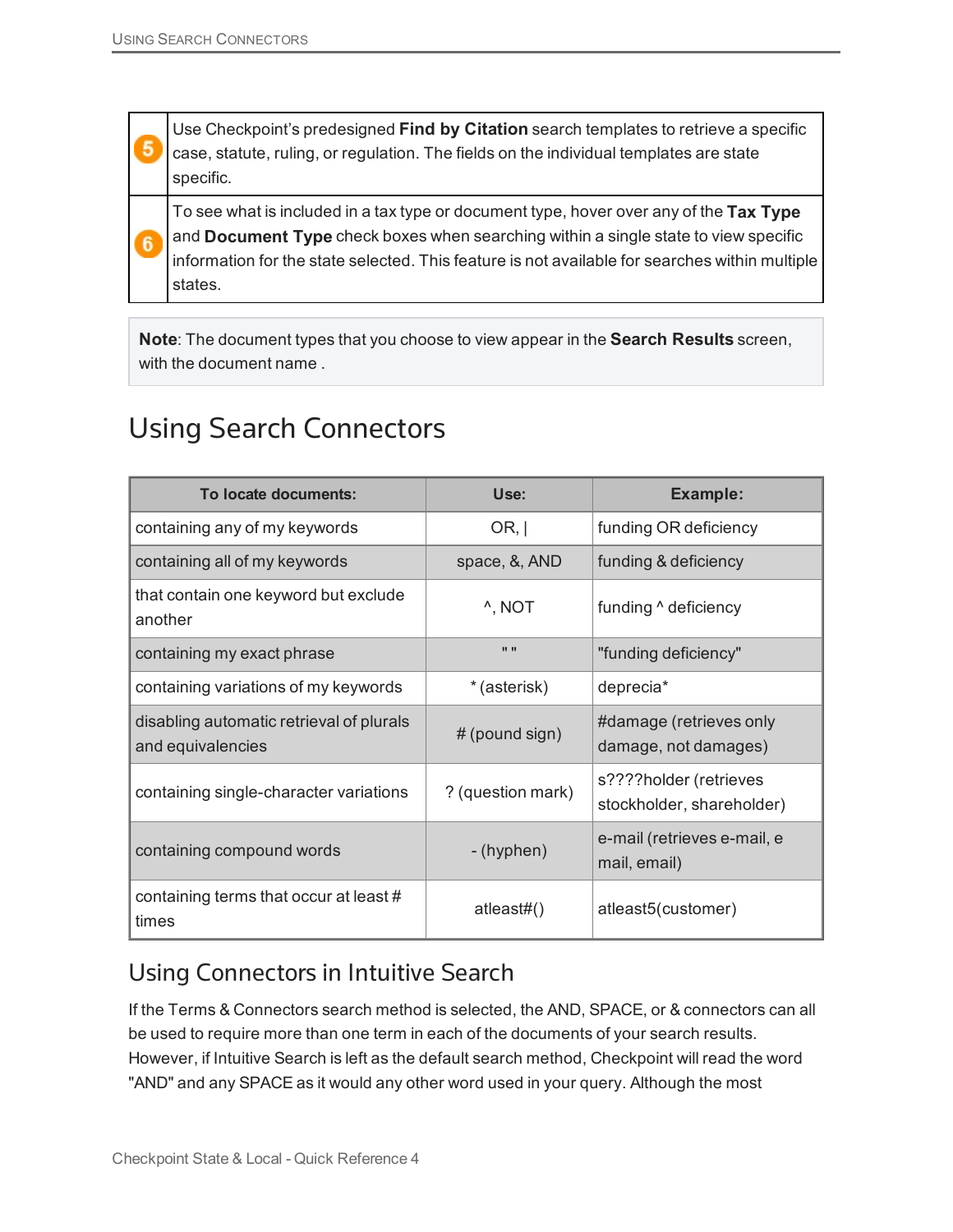| | |
|---|---|
| 5 | Use Checkpoint's predesigned **Find by Citation** search templates to retrieve a specific case, statute, ruling, or regulation. The fields on the individual templates are state specific. |
| 6 | To see what is included in a tax type or document type, hover over any of the **Tax Type** and **Document Type** check boxes when searching within a single state to view specific information for the state selected. This feature is not available for searches within multiple states. |

**Note**: The document types that you choose to view appear in the **Search Results** screen, with the document name .

# Using Search Connectors

| To locate documents: | Use: | Example: |
|---|---|---|
| containing any of my keywords | OR, \| | funding OR deficiency |
| containing all of my keywords | space, &, AND | funding & deficiency |
| that contain one keyword but exclude another | ^, NOT | funding ^ deficiency |
| containing my exact phrase | " " | "funding deficiency" |
| containing variations of my keywords | * (asterisk) | deprecia* |
| disabling automatic retrieval of plurals and equivalencies | # (pound sign) | #damage (retrieves only damage, not damages) |
| containing single-character variations | ? (question mark) | s????holder (retrieves stockholder, shareholder) |
| containing compound words | - (hyphen) | e-mail (retrieves e-mail, e mail, email) |
| containing terms that occur at least # times | atleast#() | atleast5(customer) |

## Using Connectors in Intuitive Search

If the Terms & Connectors search method is selected, the AND, SPACE, or & connectors can all be used to require more than one term in each of the documents of your search results. However, if Intuitive Search is left as the default search method, Checkpoint will read the word "AND" and any SPACE as it would any other word used in your query. Although the most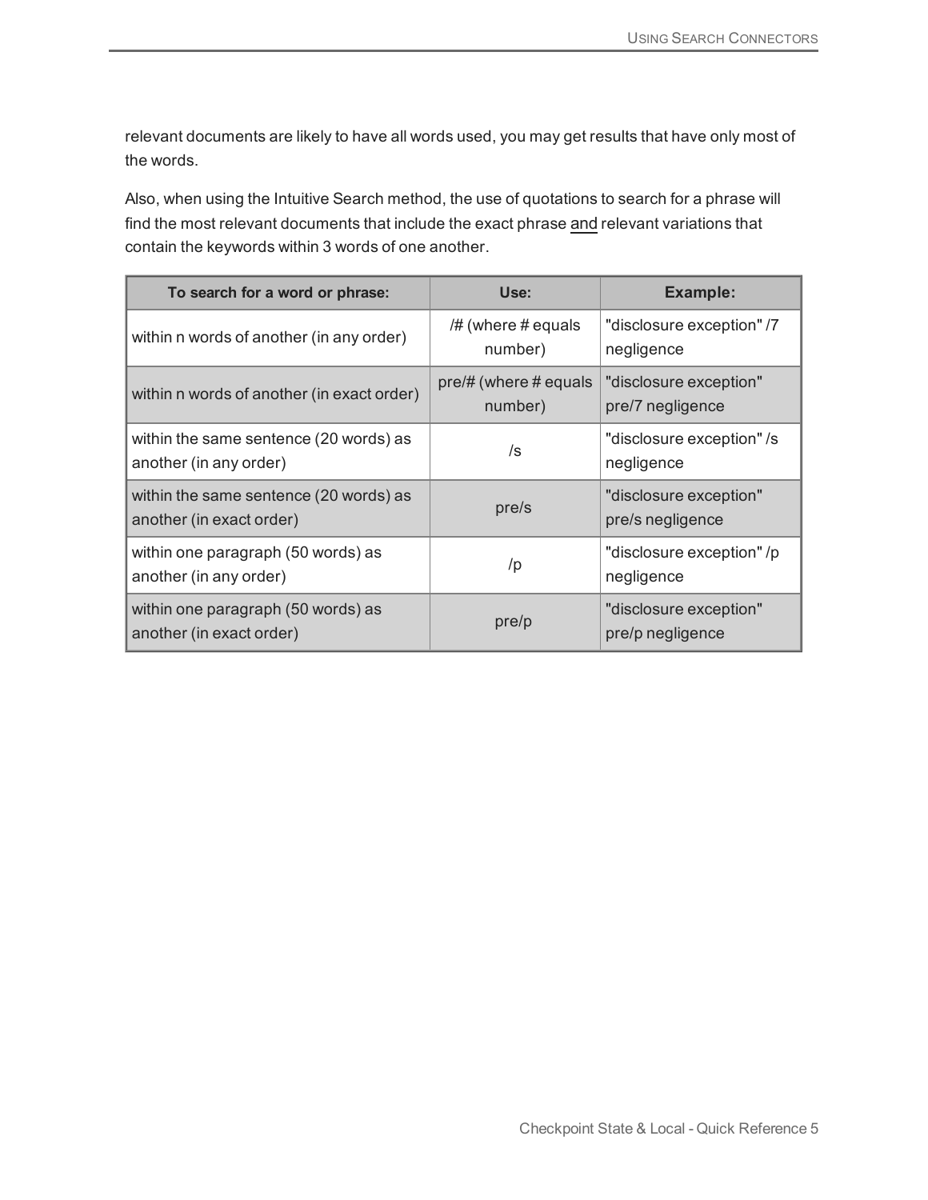relevant documents are likely to have all words used, you may get results that have only most of the words.

Also, when using the Intuitive Search method, the use of quotations to search for a phrase will find the most relevant documents that include the exact phrase <u>and</u> relevant variations that contain the keywords within 3 words of one another.

| To search for a word or phrase: | Use: | Example: |
|---|---|---|
| within n words of another (in any order) | /# (where # equals number) | "disclosure exception" /7 negligence |
| within n words of another (in exact order) | pre/# (where # equals number) | "disclosure exception" pre/7 negligence |
| within the same sentence (20 words) as another (in any order) | /s | "disclosure exception" /s negligence |
| within the same sentence (20 words) as another (in exact order) | pre/s | "disclosure exception" pre/s negligence |
| within one paragraph (50 words) as another (in any order) | /p | "disclosure exception" /p negligence |
| within one paragraph (50 words) as another (in exact order) | pre/p | "disclosure exception" pre/p negligence |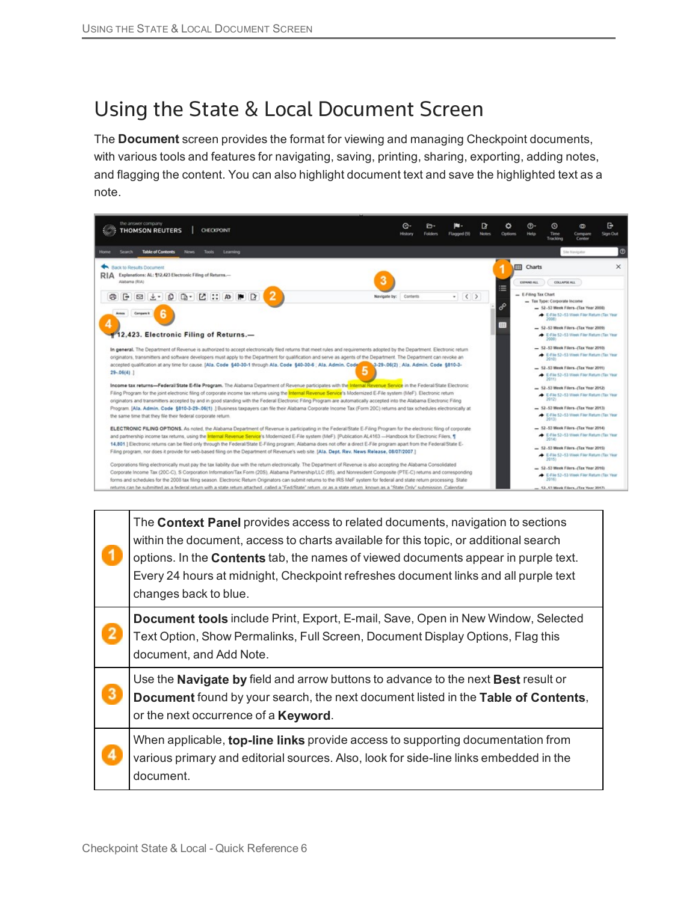# Using the State & Local Document Screen

The **Document** screen provides the format for viewing and managing Checkpoint documents, with various tools and features for navigating, saving, printing, sharing, exporting, adding notes, and flagging the content. You can also highlight document text and save the highlighted text as a note.

| | |
|---|---|
| 1 | The **Context Panel** provides access to related documents, navigation to sections within the document, access to charts available for this topic, or additional search options. In the **Contents** tab, the names of viewed documents appear in purple text. Every 24 hours at midnight, Checkpoint refreshes document links and all purple text changes back to blue. |
| 2 | **Document tools** include Print, Export, E-mail, Save, Open in New Window, Selected Text Option, Show Permalinks, Full Screen, Document Display Options, Flag this document, and Add Note. |
| 3 | Use the **Navigate by** field and arrow buttons to advance to the next **Best** result or **Document** found by your search, the next document listed in the **Table of Contents**, or the next occurrence of a **Keyword**. |
| 4 | When applicable, **top-line links** provide access to supporting documentation from various primary and editorial sources. Also, look for side-line links embedded in the document. |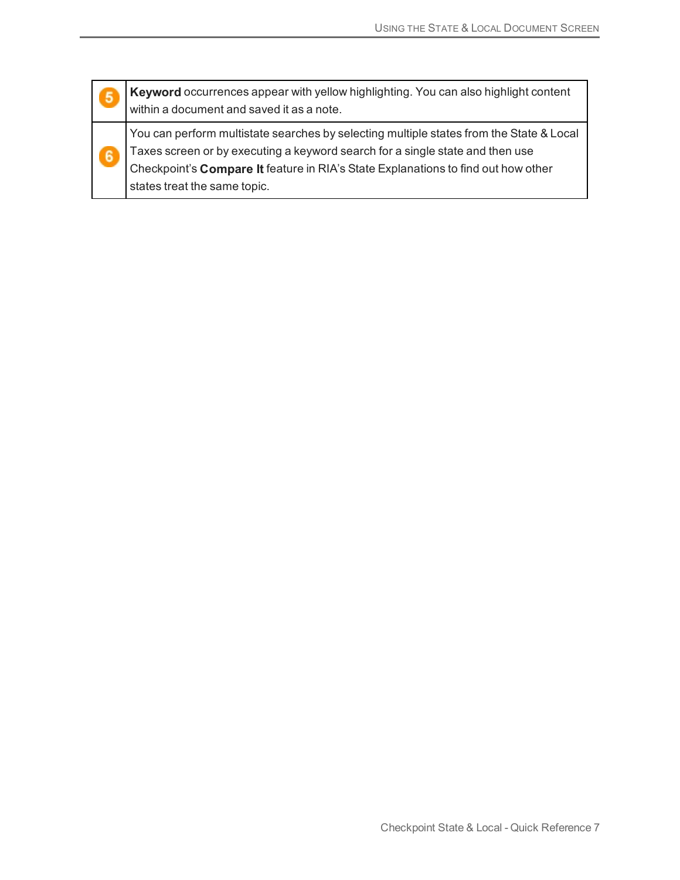| | |
|---|---|
| 5 | **Keyword** occurrences appear with yellow highlighting. You can also highlight content within a document and saved it as a note. |
| 6 | You can perform multistate searches by selecting multiple states from the State & Local Taxes screen or by executing a keyword search for a single state and then use Checkpoint's **Compare It** feature in RIA's State Explanations to find out how other states treat the same topic. |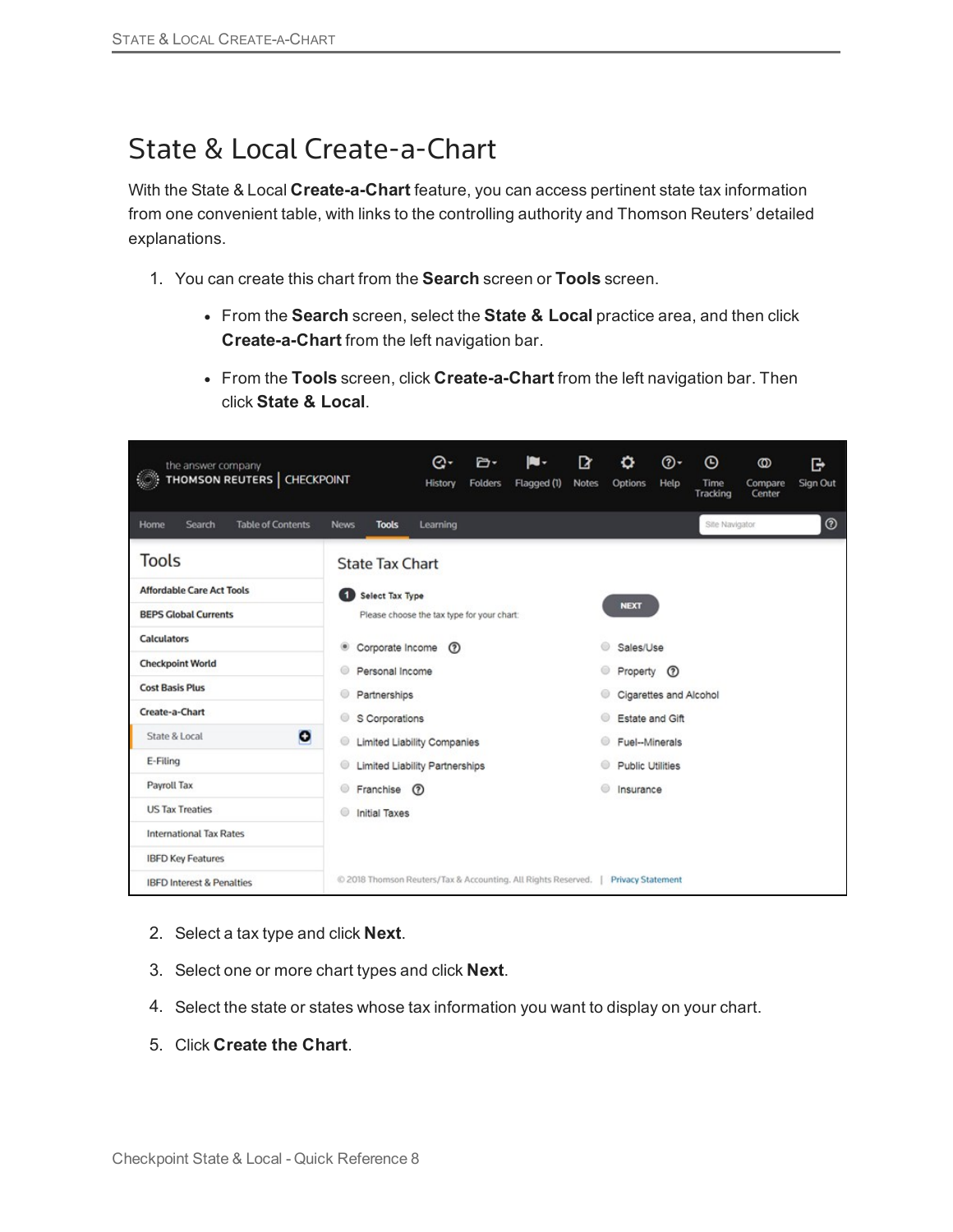# State & Local Create-a-Chart

With the State & Local **Create-a-Chart** feature, you can access pertinent state tax information from one convenient table, with links to the controlling authority and Thomson Reuters' detailed explanations.

1. You can create this chart from the **Search** screen or **Tools** screen.
   - From the **Search** screen, select the **State & Local** practice area, and then click **Create-a-Chart** from the left navigation bar.
   - From the **Tools** screen, click **Create-a-Chart** from the left navigation bar. Then click **State & Local**.

2. Select a tax type and click **Next**.
3. Select one or more chart types and click **Next**.
4. Select the state or states whose tax information you want to display on your chart.
5. Click **Create the Chart**.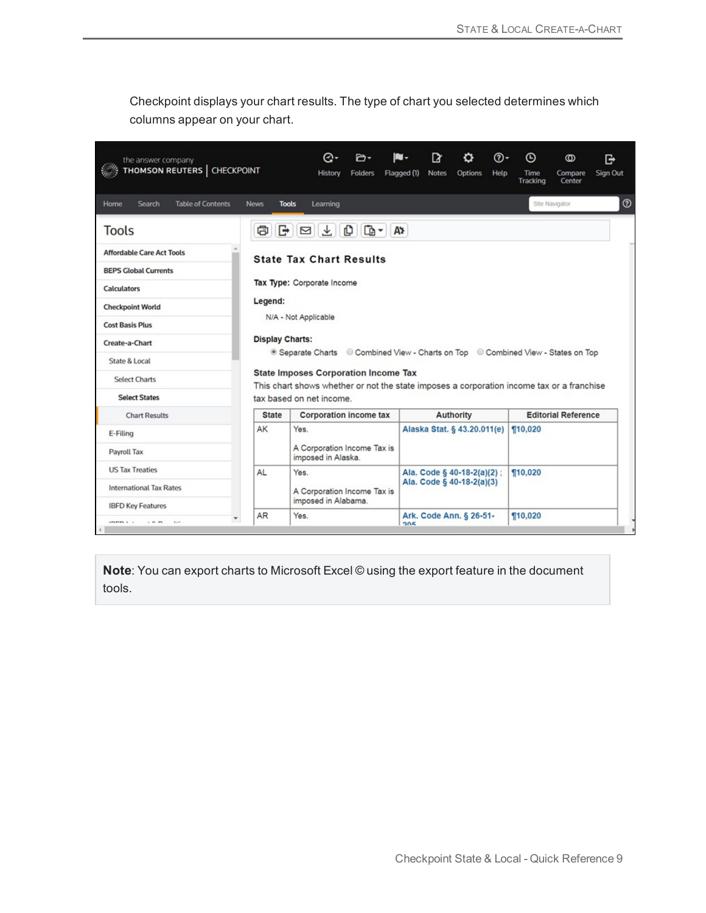Checkpoint displays your chart results. The type of chart you selected determines which columns appear on your chart.

> **Note**: You can export charts to Microsoft Excel © using the export feature in the document tools.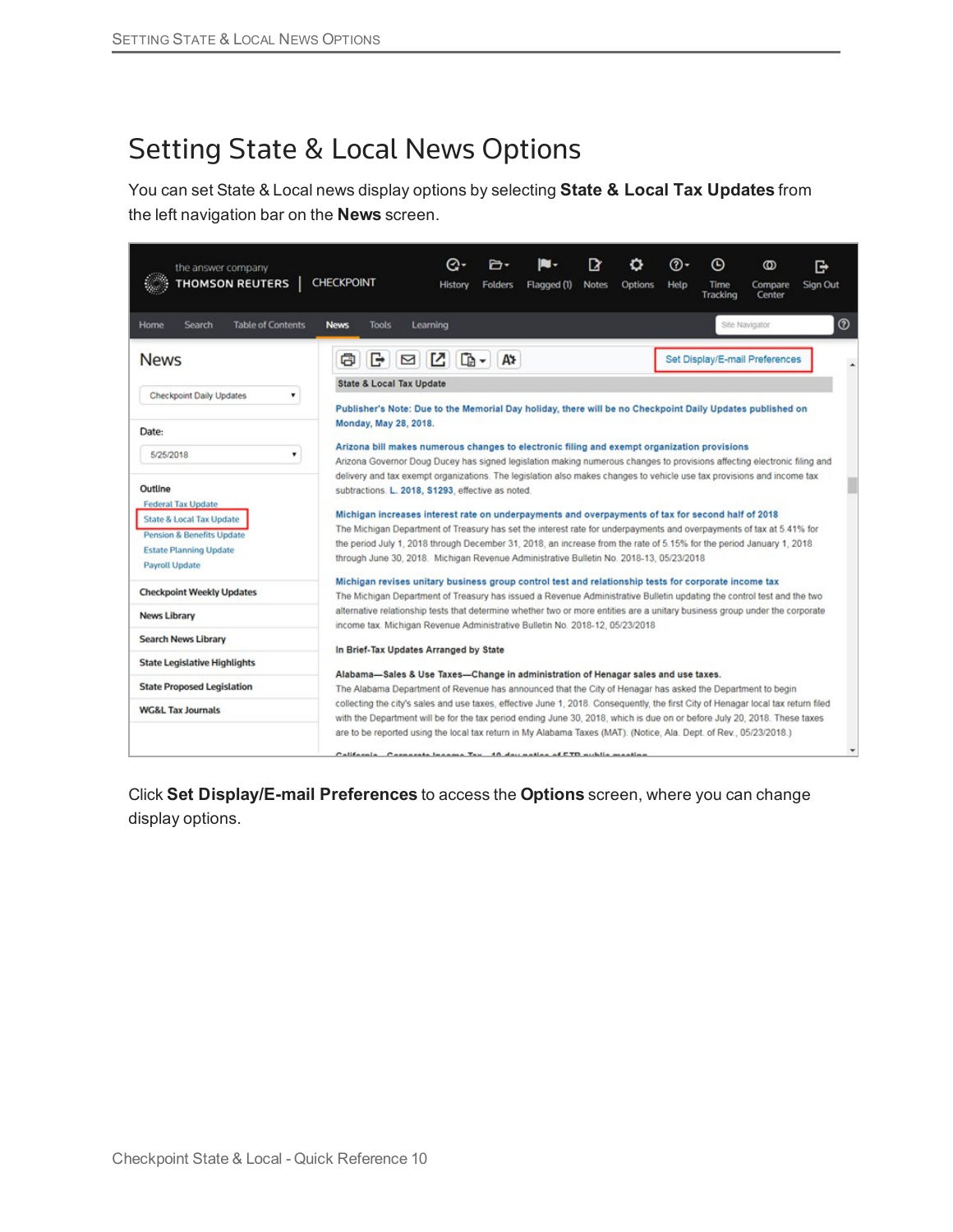# Setting State & Local News Options

You can set State & Local news display options by selecting **State & Local Tax Updates** from the left navigation bar on the **News** screen.

Click **Set Display/E-mail Preferences** to access the **Options** screen, where you can change display options.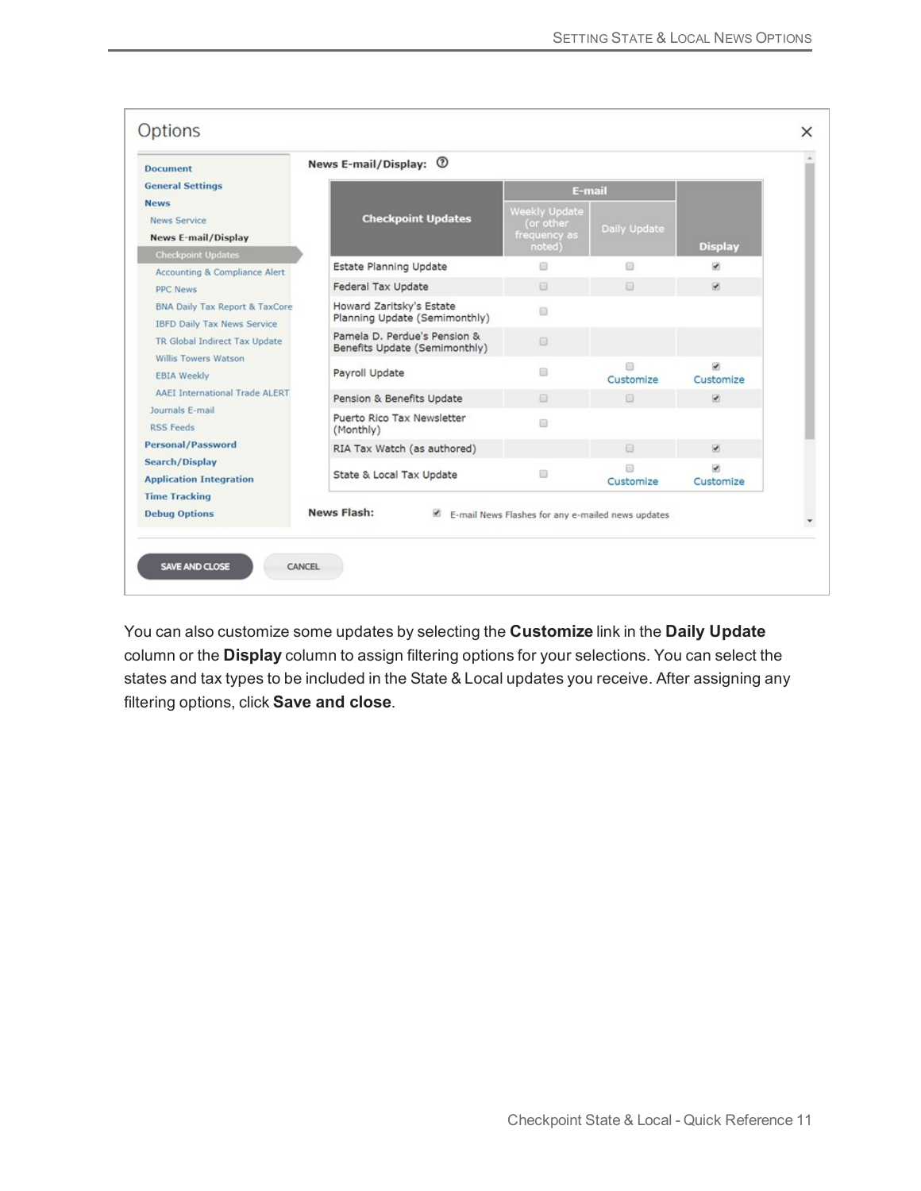Options

- Document
- General Settings
- News
  - News Service
  - News E-mail/Display
    - Checkpoint Updates
    - Accounting & Compliance Alert
    - PPC News
    - BNA Daily Tax Report & TaxCore
    - IBFD Daily Tax News Service
    - TR Global Indirect Tax Update
    - Willis Towers Watson
    - EBIA Weekly
    - AAEI International Trade ALERT
  - Journals E-mail
  - RSS Feeds
- Personal/Password
- Search/Display
- Application Integration
- Time Tracking
- Debug Options

**News E-mail/Display:**

| Checkpoint Updates | E-mail | | Display |
|---|---|---|---|
| | Weekly Update (or other frequency as noted) | Daily Update | |
| Estate Planning Update | ☐ | ☐ | ☑ |
| Federal Tax Update | ☐ | ☐ | ☑ |
| Howard Zaritsky's Estate Planning Update (Semimonthly) | ☐ | | |
| Pamela D. Perdue's Pension & Benefits Update (Semimonthly) | ☐ | | |
| Payroll Update | ☐ | ☐ Customize | ☑ Customize |
| Pension & Benefits Update | ☐ | ☐ | ☑ |
| Puerto Rico Tax Newsletter (Monthly) | ☐ | | |
| RIA Tax Watch (as authored) | | ☐ | ☑ |
| State & Local Tax Update | ☐ | ☐ Customize | ☑ Customize |

**News Flash:** ☑ E-mail News Flashes for any e-mailed news updates

SAVE AND CLOSE | CANCEL

You can also customize some updates by selecting the **Customize** link in the **Daily Update** column or the **Display** column to assign filtering options for your selections. You can select the states and tax types to be included in the State & Local updates you receive. After assigning any filtering options, click **Save and close**.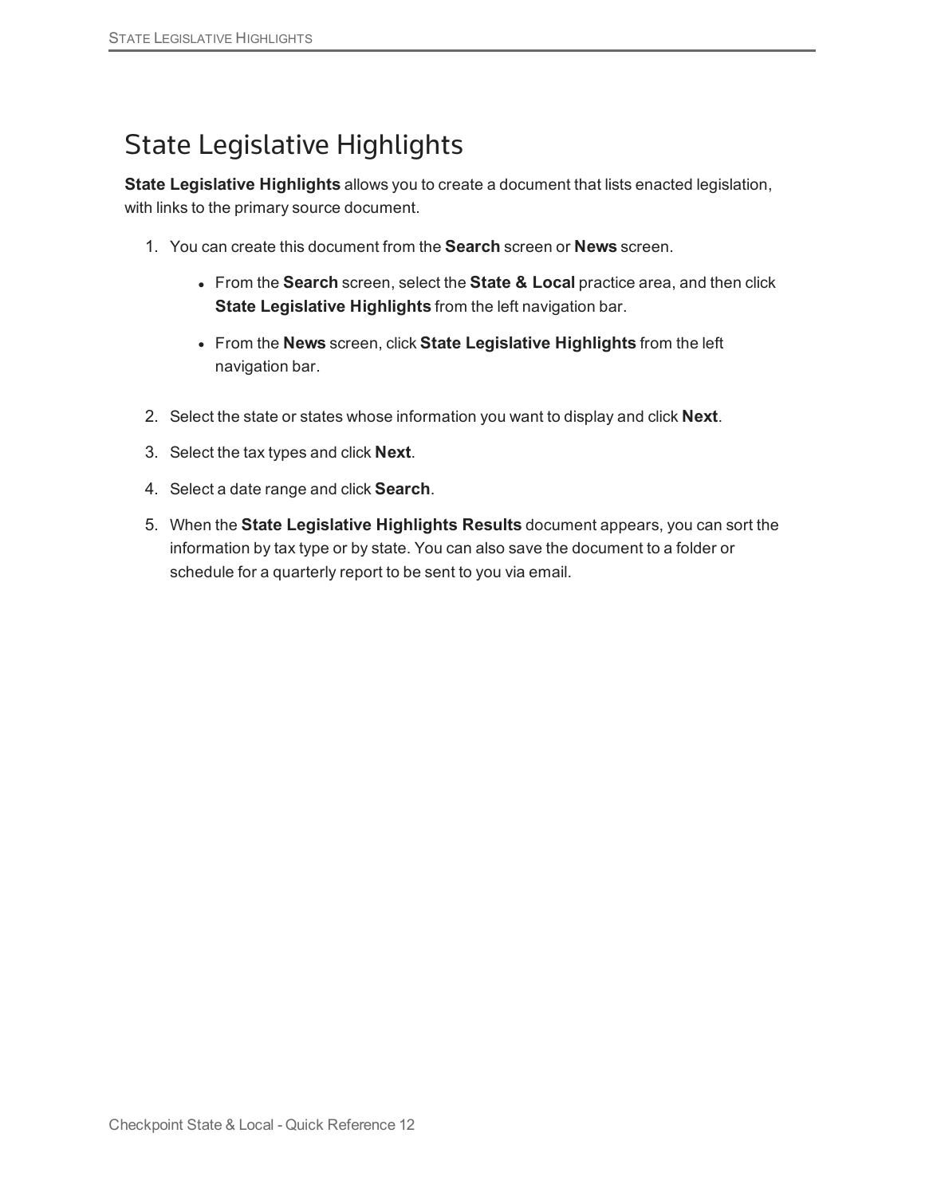# State Legislative Highlights

**State Legislative Highlights** allows you to create a document that lists enacted legislation, with links to the primary source document.

1. You can create this document from the **Search** screen or **News** screen.
   - From the **Search** screen, select the **State & Local** practice area, and then click **State Legislative Highlights** from the left navigation bar.
   - From the **News** screen, click **State Legislative Highlights** from the left navigation bar.
2. Select the state or states whose information you want to display and click **Next**.
3. Select the tax types and click **Next**.
4. Select a date range and click **Search**.
5. When the **State Legislative Highlights Results** document appears, you can sort the information by tax type or by state. You can also save the document to a folder or schedule for a quarterly report to be sent to you via email.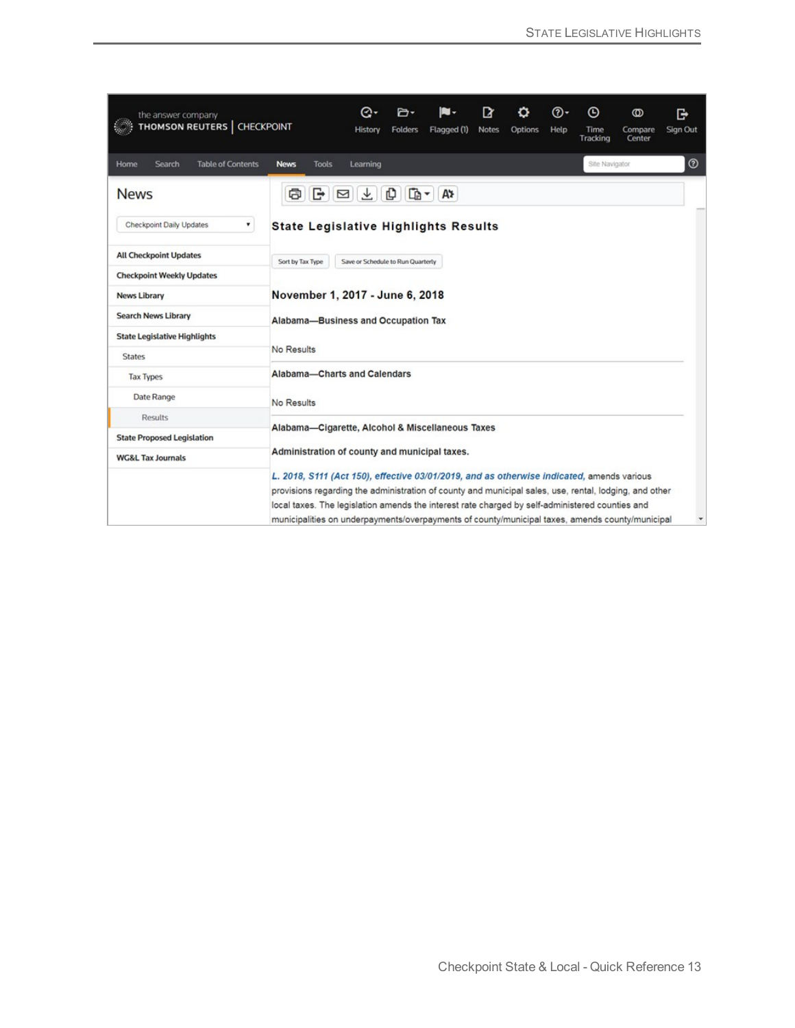the answer company
THOMSON REUTERS | CHECKPOINT

History | Folders | Flagged (1) | Notes | Options | Help | Time Tracking | Compare Center | Sign Out

Home | Search | Table of Contents | **News** | Tools | Learning

Site Navigator

## News

Checkpoint Daily Updates

- **All Checkpoint Updates**
- **Checkpoint Weekly Updates**
- **News Library**
- **Search News Library**
- **State Legislative Highlights**
  - States
    - Tax Types
      - Date Range
        - Results
- **State Proposed Legislation**
- **WG&L Tax Journals**

### State Legislative Highlights Results

Sort by Tax Type | Save or Schedule to Run Quarterly

**November 1, 2017 - June 6, 2018**

**Alabama—Business and Occupation Tax**

No Results

**Alabama—Charts and Calendars**

No Results

**Alabama—Cigarette, Alcohol & Miscellaneous Taxes**

**Administration of county and municipal taxes.**

*L. 2018, S111 (Act 150), effective 03/01/2019, and as otherwise indicated,* amends various provisions regarding the administration of county and municipal sales, use, rental, lodging, and other local taxes. The legislation amends the interest rate charged by self-administered counties and municipalities on underpayments/overpayments of county/municipal taxes, amends county/municipal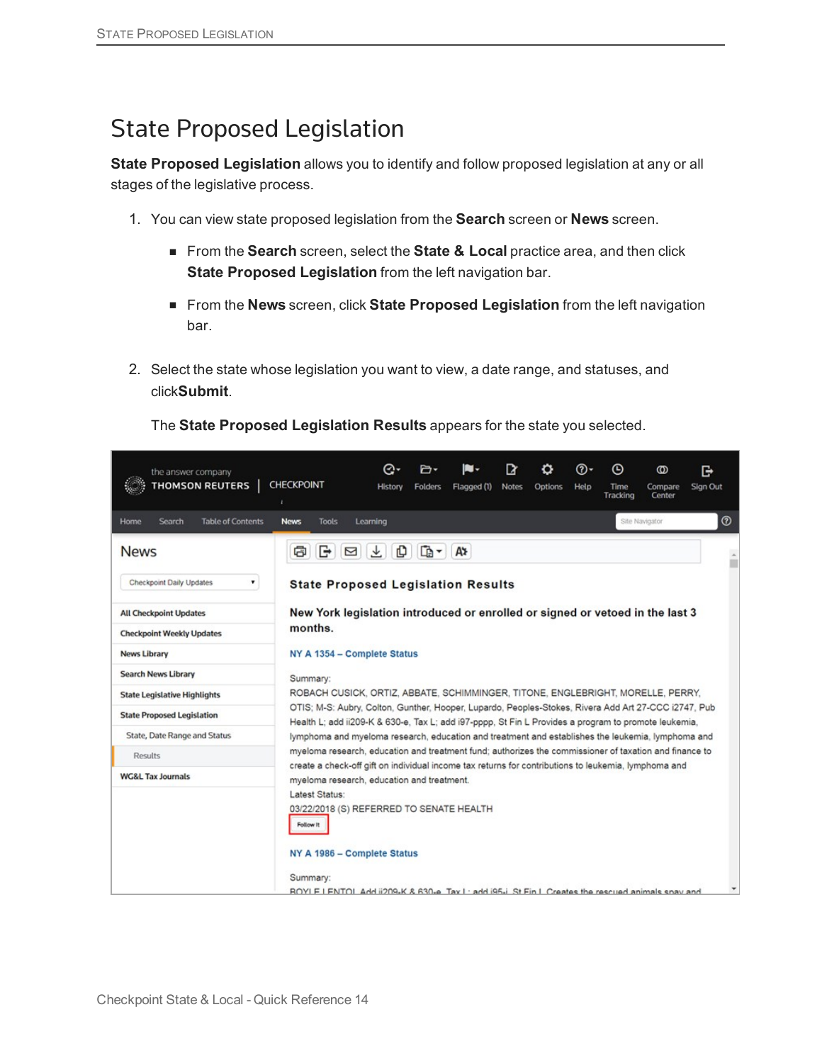# State Proposed Legislation

**State Proposed Legislation** allows you to identify and follow proposed legislation at any or all stages of the legislative process.

1. You can view state proposed legislation from the **Search** screen or **News** screen.
   - From the **Search** screen, select the **State & Local** practice area, and then click **State Proposed Legislation** from the left navigation bar.
   - From the **News** screen, click **State Proposed Legislation** from the left navigation bar.

2. Select the state whose legislation you want to view, a date range, and statuses, and click**Submit**.

   The **State Proposed Legislation Results** appears for the state you selected.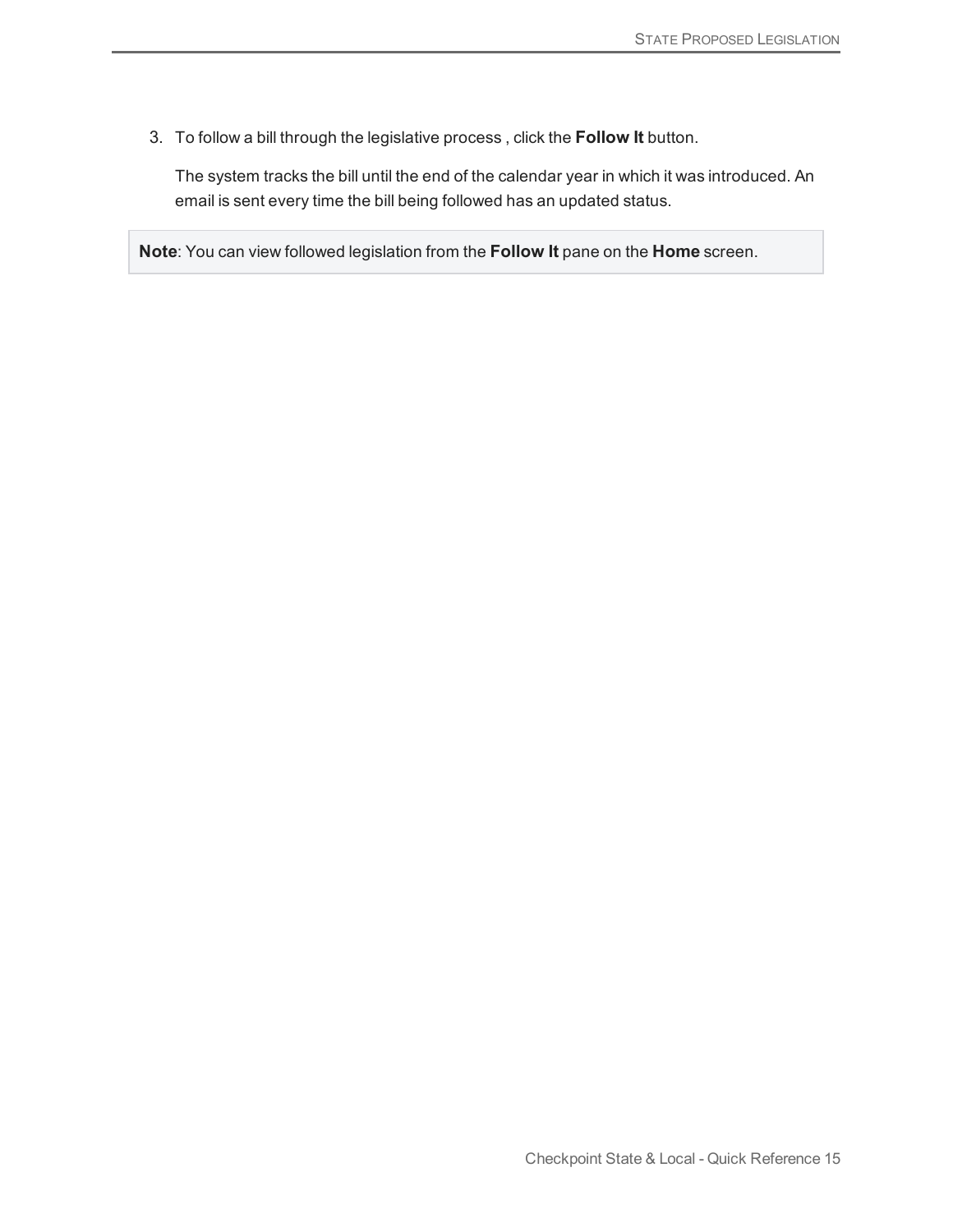3. To follow a bill through the legislative process , click the **Follow It** button.

   The system tracks the bill until the end of the calendar year in which it was introduced. An email is sent every time the bill being followed has an updated status.

> **Note**: You can view followed legislation from the **Follow It** pane on the **Home** screen.